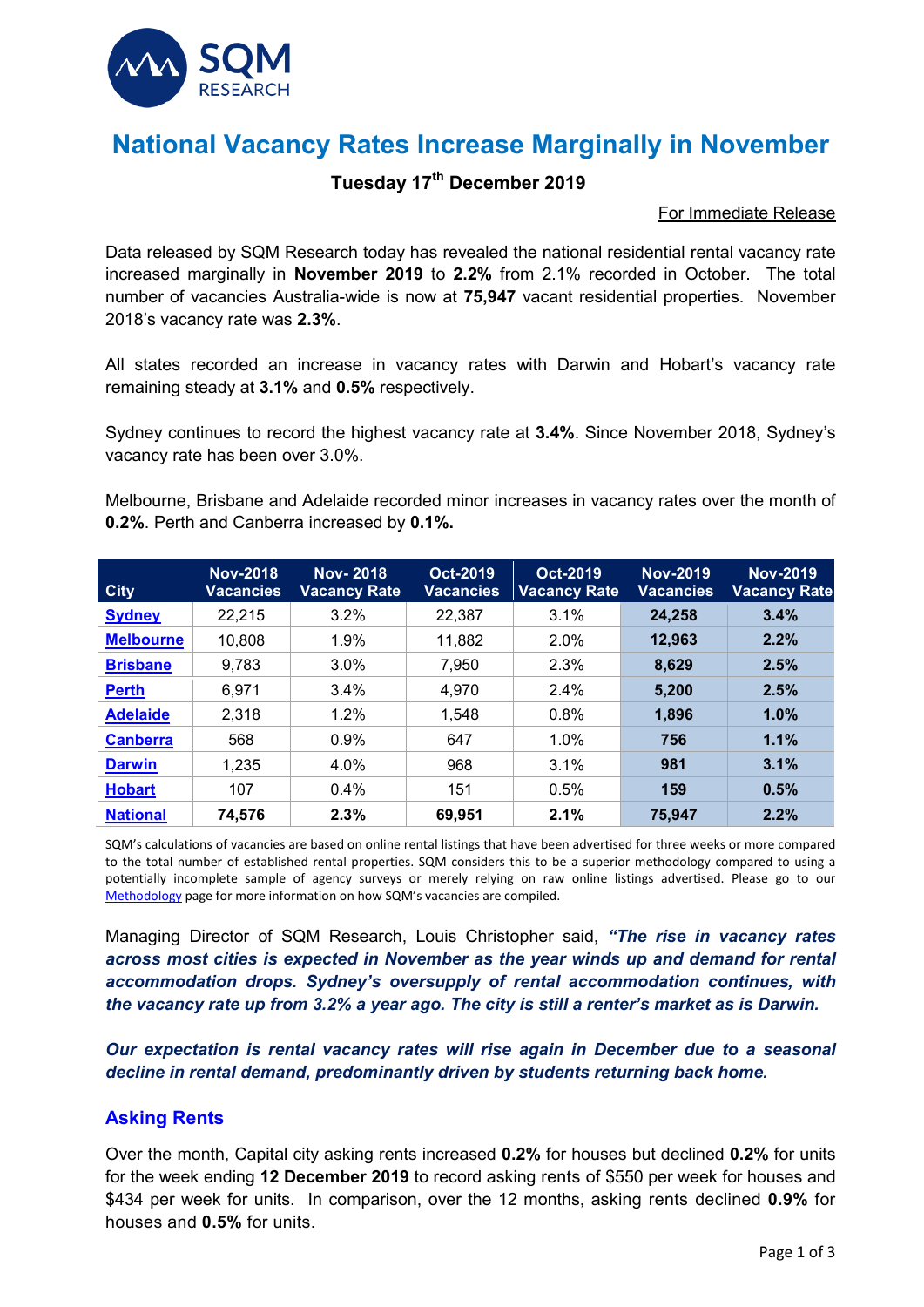# National Vacancy Rates Increase Marginally in November

**Tuesday 17th December 2019**

For Immediate Release

Data released by SQM Research today has revealed the national residential rental vacancy rate increased marginally in **November 2019** to **2.2%** from 2.1% recorded in October. The total number of vacancies Australia-wide is now at **75,947** vacant residential properties. November 2018's vacancy rate was **2.3%**.

All states recorded an increase in vacancy rates with Darwin and Hobart's vacancy rate remaining steady at **3.1%** and **0.5%** respectively.

Sydney continues to record the highest vacancy rate at **3.4%**. Since November 2018, Sydney's vacancy rate has been over 3.0%.

Melbourne, Brisbane and Adelaide recorded minor increases in vacancy rates over the month of **0.2%**. Perth and Canberra increased by **0.1%.**

| City | Nov-2018 Vacancies | Nov- 2018 Vacancy Rate | Oct-2019 Vacancies | Oct-2019 Vacancy Rate | Nov-2019 Vacancies | Nov-2019 Vacancy Rate |
|---|---|---|---|---|---|---|
| Sydney | 22,215 | 3.2% | 22,387 | 3.1% | **24,258** | **3.4%** |
| Melbourne | 10,808 | 1.9% | 11,882 | 2.0% | **12,963** | **2.2%** |
| Brisbane | 9,783 | 3.0% | 7,950 | 2.3% | **8,629** | **2.5%** |
| Perth | 6,971 | 3.4% | 4,970 | 2.4% | **5,200** | **2.5%** |
| Adelaide | 2,318 | 1.2% | 1,548 | 0.8% | **1,896** | **1.0%** |
| Canberra | 568 | 0.9% | 647 | 1.0% | **756** | **1.1%** |
| Darwin | 1,235 | 4.0% | 968 | 3.1% | **981** | **3.1%** |
| Hobart | 107 | 0.4% | 151 | 0.5% | **159** | **0.5%** |
| National | **74,576** | **2.3%** | **69,951** | **2.1%** | **75,947** | **2.2%** |

SQM's calculations of vacancies are based on online rental listings that have been advertised for three weeks or more compared to the total number of established rental properties. SQM considers this to be a superior methodology compared to using a potentially incomplete sample of agency surveys or merely relying on raw online listings advertised. Please go to our Methodology page for more information on how SQM's vacancies are compiled.

Managing Director of SQM Research, Louis Christopher said, ***"The rise in vacancy rates across most cities is expected in November as the year winds up and demand for rental accommodation drops. Sydney's oversupply of rental accommodation continues, with the vacancy rate up from 3.2% a year ago. The city is still a renter's market as is Darwin.***

***Our expectation is rental vacancy rates will rise again in December due to a seasonal decline in rental demand, predominantly driven by students returning back home.***

## Asking Rents

Over the month, Capital city asking rents increased **0.2%** for houses but declined **0.2%** for units for the week ending **12 December 2019** to record asking rents of $550 per week for houses and $434 per week for units. In comparison, over the 12 months, asking rents declined **0.9%** for houses and **0.5%** for units.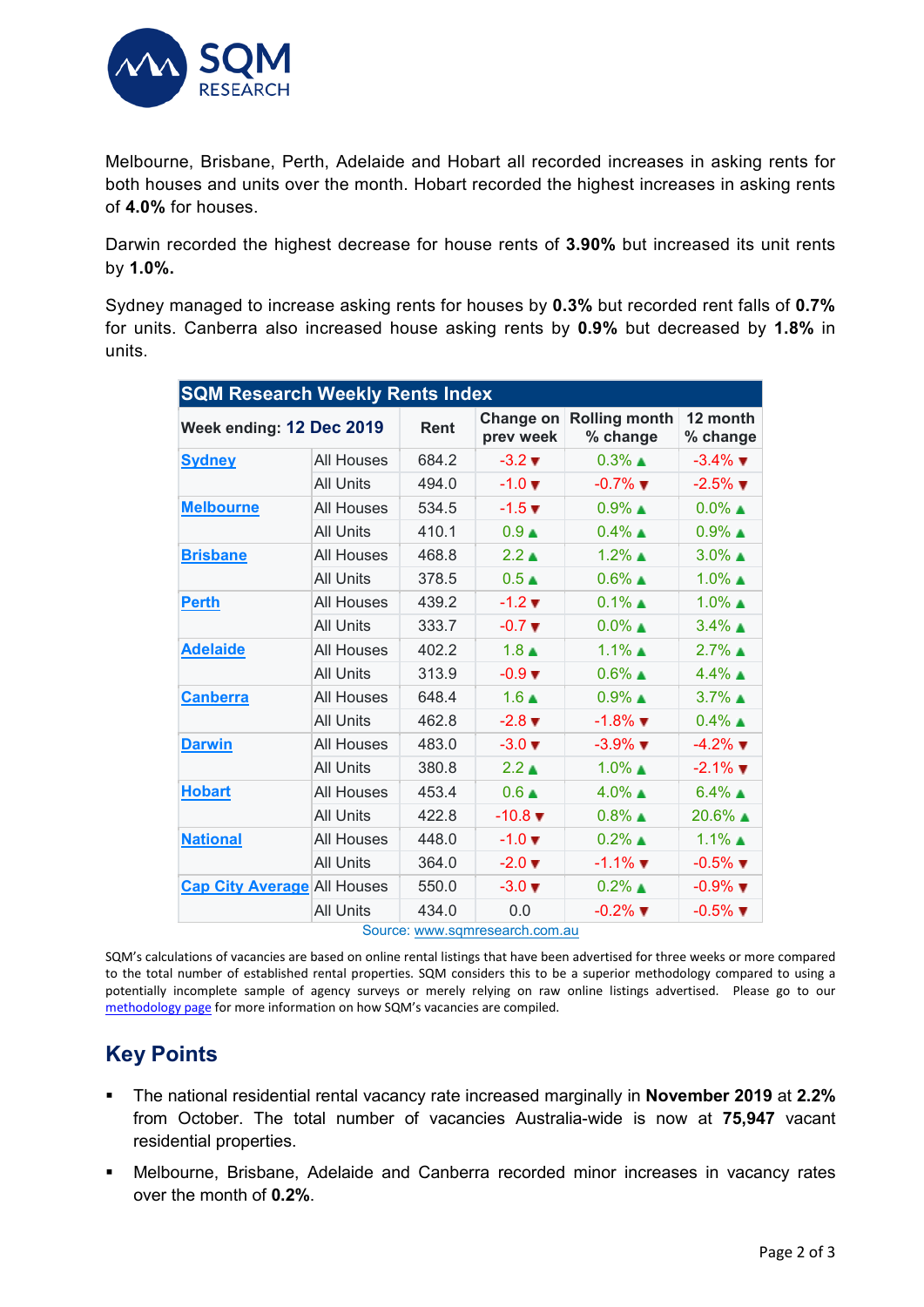Melbourne, Brisbane, Perth, Adelaide and Hobart all recorded increases in asking rents for both houses and units over the month. Hobart recorded the highest increases in asking rents of **4.0%** for houses.

Darwin recorded the highest decrease for house rents of **3.90%** but increased its unit rents by **1.0%.**

Sydney managed to increase asking rents for houses by **0.3%** but recorded rent falls of **0.7%** for units. Canberra also increased house asking rents by **0.9%** but decreased by **1.8%** in units.

| **SQM Research Weekly Rents Index** | | | | | |
|---|---|---|---|---|---|
| **Week ending: 12 Dec 2019** | | **Rent** | **Change on prev week** | **Rolling month % change** | **12 month % change** |
| **Sydney** | All Houses | 684.2 | -3.2 ▼ | 0.3% ▲ | -3.4% ▼ |
| | All Units | 494.0 | -1.0 ▼ | -0.7% ▼ | -2.5% ▼ |
| **Melbourne** | All Houses | 534.5 | -1.5 ▼ | 0.9% ▲ | 0.0% ▲ |
| | All Units | 410.1 | 0.9 ▲ | 0.4% ▲ | 0.9% ▲ |
| **Brisbane** | All Houses | 468.8 | 2.2 ▲ | 1.2% ▲ | 3.0% ▲ |
| | All Units | 378.5 | 0.5 ▲ | 0.6% ▲ | 1.0% ▲ |
| **Perth** | All Houses | 439.2 | -1.2 ▼ | 0.1% ▲ | 1.0% ▲ |
| | All Units | 333.7 | -0.7 ▼ | 0.0% ▲ | 3.4% ▲ |
| **Adelaide** | All Houses | 402.2 | 1.8 ▲ | 1.1% ▲ | 2.7% ▲ |
| | All Units | 313.9 | -0.9 ▼ | 0.6% ▲ | 4.4% ▲ |
| **Canberra** | All Houses | 648.4 | 1.6 ▲ | 0.9% ▲ | 3.7% ▲ |
| | All Units | 462.8 | -2.8 ▼ | -1.8% ▼ | 0.4% ▲ |
| **Darwin** | All Houses | 483.0 | -3.0 ▼ | -3.9% ▼ | -4.2% ▼ |
| | All Units | 380.8 | 2.2 ▲ | 1.0% ▲ | -2.1% ▼ |
| **Hobart** | All Houses | 453.4 | 0.6 ▲ | 4.0% ▲ | 6.4% ▲ |
| | All Units | 422.8 | -10.8 ▼ | 0.8% ▲ | 20.6% ▲ |
| **National** | All Houses | 448.0 | -1.0 ▼ | 0.2% ▲ | 1.1% ▲ |
| | All Units | 364.0 | -2.0 ▼ | -1.1% ▼ | -0.5% ▼ |
| **Cap City Average** | All Houses | 550.0 | -3.0 ▼ | 0.2% ▲ | -0.9% ▼ |
| | All Units | 434.0 | 0.0 | -0.2% ▼ | -0.5% ▼ |

Source: www.sqmresearch.com.au

SQM's calculations of vacancies are based on online rental listings that have been advertised for three weeks or more compared to the total number of established rental properties. SQM considers this to be a superior methodology compared to using a potentially incomplete sample of agency surveys or merely relying on raw online listings advertised. Please go to our methodology page for more information on how SQM's vacancies are compiled.

## Key Points

- The national residential rental vacancy rate increased marginally in **November 2019** at **2.2%** from October. The total number of vacancies Australia-wide is now at **75,947** vacant residential properties.
- Melbourne, Brisbane, Adelaide and Canberra recorded minor increases in vacancy rates over the month of **0.2%**.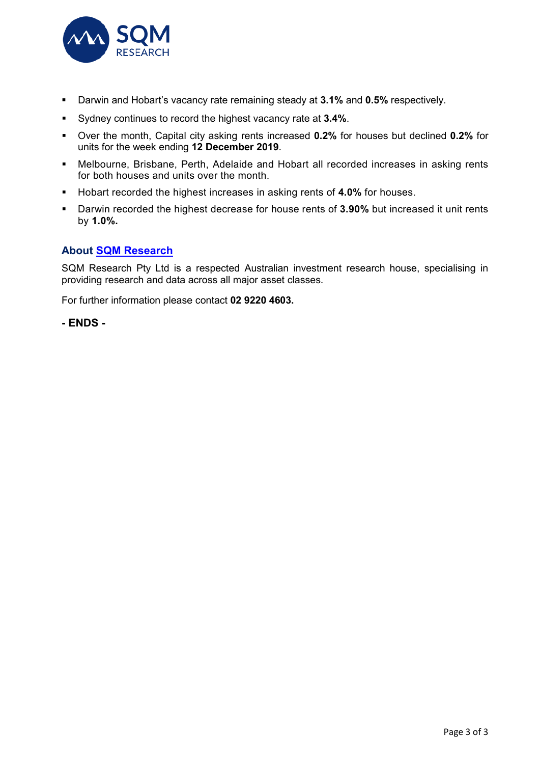- Darwin and Hobart's vacancy rate remaining steady at **3.1%** and **0.5%** respectively.
- Sydney continues to record the highest vacancy rate at **3.4%**.
- Over the month, Capital city asking rents increased **0.2%** for houses but declined **0.2%** for units for the week ending **12 December 2019**.
- Melbourne, Brisbane, Perth, Adelaide and Hobart all recorded increases in asking rents for both houses and units over the month.
- Hobart recorded the highest increases in asking rents of **4.0%** for houses.
- Darwin recorded the highest decrease for house rents of **3.90%** but increased it unit rents by **1.0%.**

## About SQM Research

SQM Research Pty Ltd is a respected Australian investment research house, specialising in providing research and data across all major asset classes.

For further information please contact **02 9220 4603.**

**- ENDS -**